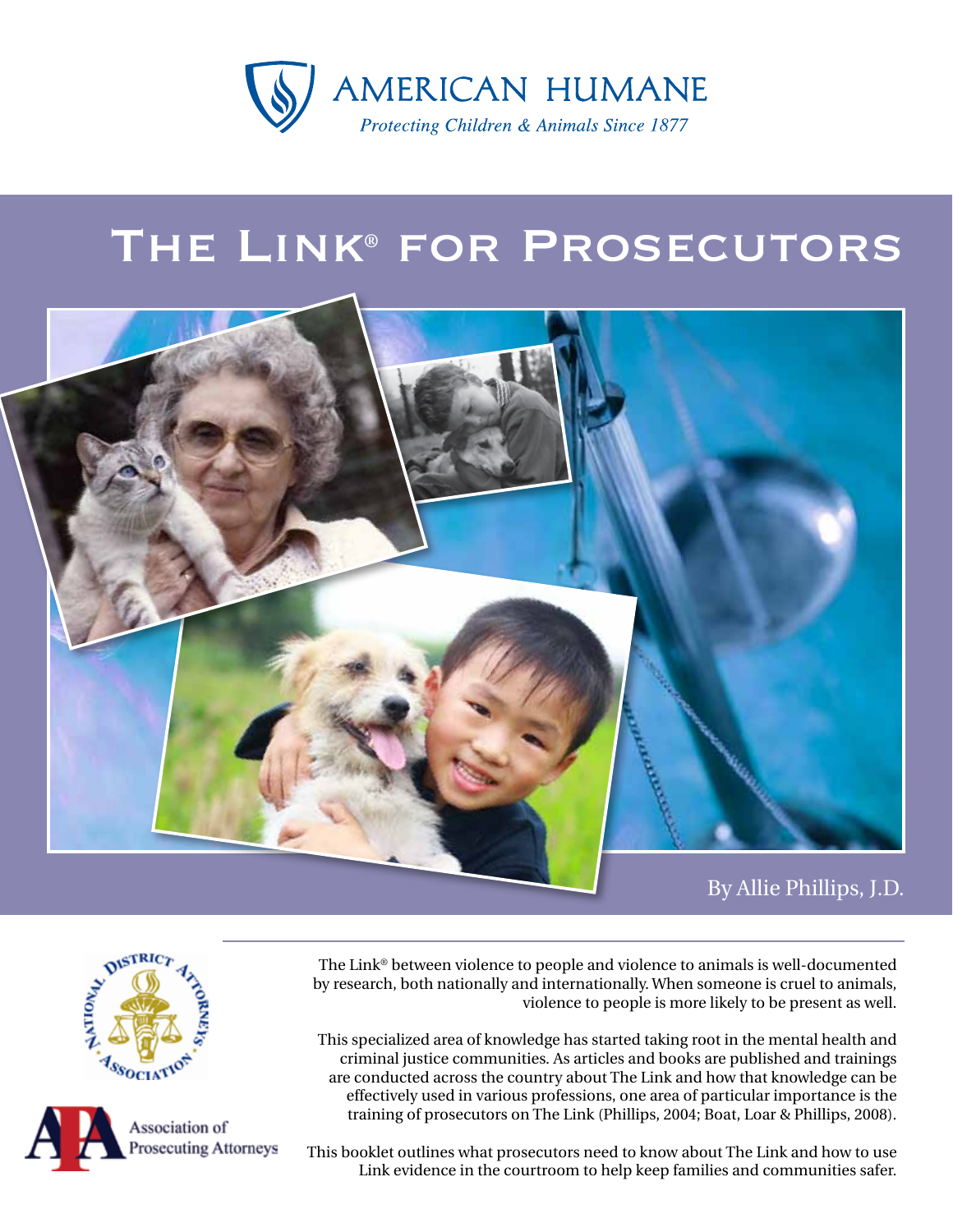AMERICAN HUMANE

*Protecting Children & Animals Since 1877*

# The Link® for Prosecutors

By Allie Phillips, J.D.

The Link® between violence to people and violence to animals is well-documented by research, both nationally and internationally. When someone is cruel to animals, violence to people is more likely to be present as well.

This specialized area of knowledge has started taking root in the mental health and criminal justice communities. As articles and books are published and trainings are conducted across the country about The Link and how that knowledge can be effectively used in various professions, one area of particular importance is the training of prosecutors on The Link (Phillips, 2004; Boat, Loar & Phillips, 2008).

This booklet outlines what prosecutors need to know about The Link and how to use Link evidence in the courtroom to help keep families and communities safer.

National District Attorneys Association

Association of Prosecuting Attorneys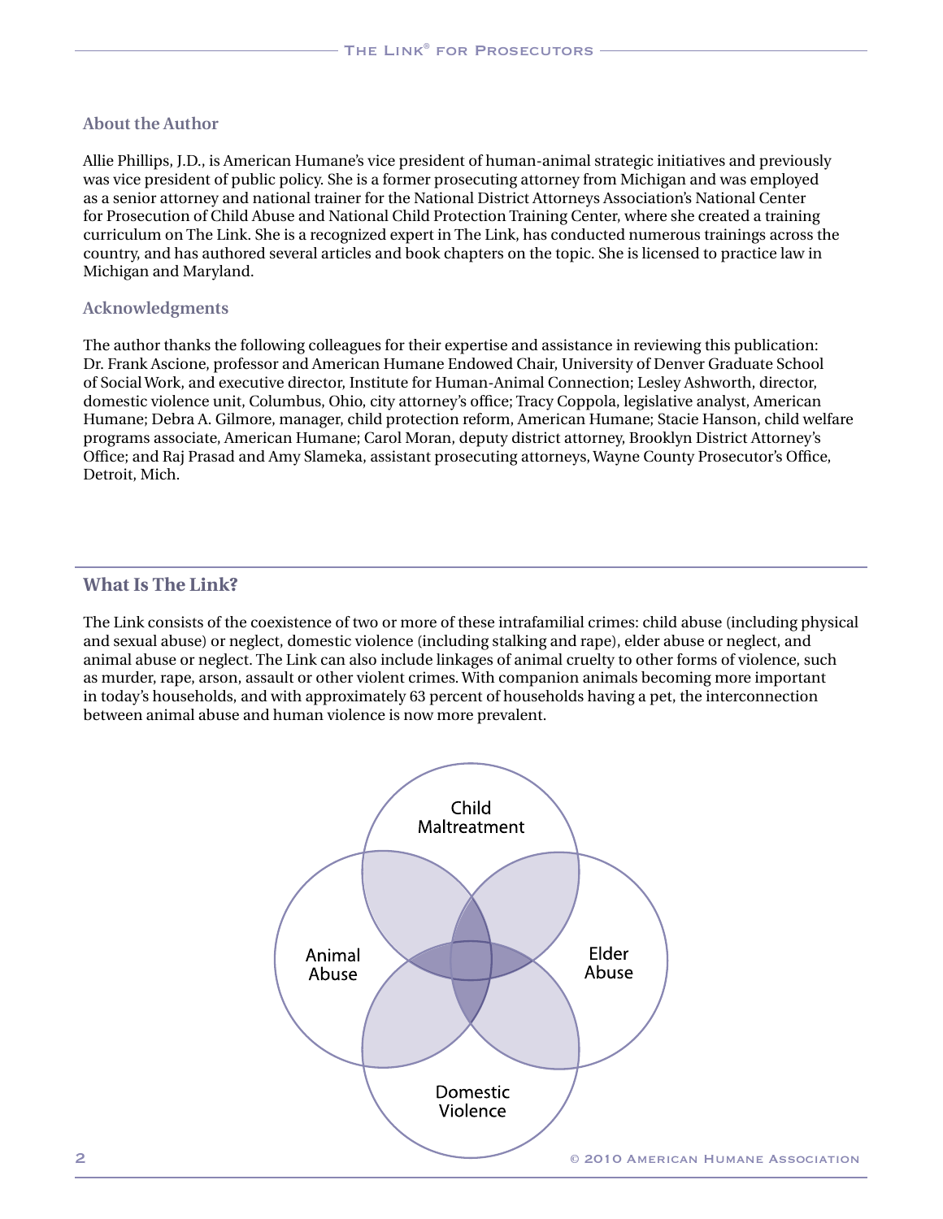## About the Author

Allie Phillips, J.D., is American Humane's vice president of human-animal strategic initiatives and previously was vice president of public policy. She is a former prosecuting attorney from Michigan and was employed as a senior attorney and national trainer for the National District Attorneys Association's National Center for Prosecution of Child Abuse and National Child Protection Training Center, where she created a training curriculum on The Link. She is a recognized expert in The Link, has conducted numerous trainings across the country, and has authored several articles and book chapters on the topic. She is licensed to practice law in Michigan and Maryland.

## Acknowledgments

The author thanks the following colleagues for their expertise and assistance in reviewing this publication: Dr. Frank Ascione, professor and American Humane Endowed Chair, University of Denver Graduate School of Social Work, and executive director, Institute for Human-Animal Connection; Lesley Ashworth, director, domestic violence unit, Columbus, Ohio, city attorney's office; Tracy Coppola, legislative analyst, American Humane; Debra A. Gilmore, manager, child protection reform, American Humane; Stacie Hanson, child welfare programs associate, American Humane; Carol Moran, deputy district attorney, Brooklyn District Attorney's Office; and Raj Prasad and Amy Slameka, assistant prosecuting attorneys, Wayne County Prosecutor's Office, Detroit, Mich.

## What Is The Link?

The Link consists of the coexistence of two or more of these intrafamilial crimes: child abuse (including physical and sexual abuse) or neglect, domestic violence (including stalking and rape), elder abuse or neglect, and animal abuse or neglect. The Link can also include linkages of animal cruelty to other forms of violence, such as murder, rape, arson, assault or other violent crimes. With companion animals becoming more important in today's households, and with approximately 63 percent of households having a pet, the interconnection between animal abuse and human violence is now more prevalent.

Child Maltreatment

Animal Abuse

Elder Abuse

Domestic Violence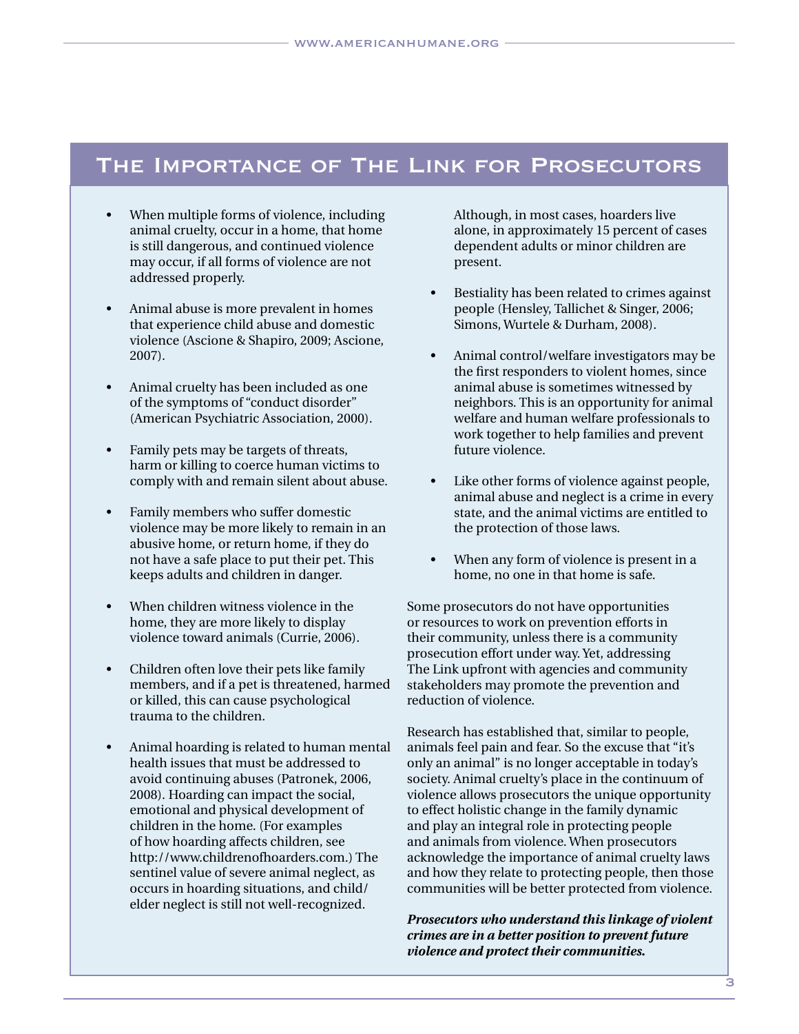## The Importance of The Link for Prosecutors

- When multiple forms of violence, including animal cruelty, occur in a home, that home is still dangerous, and continued violence may occur, if all forms of violence are not addressed properly.
- Animal abuse is more prevalent in homes that experience child abuse and domestic violence (Ascione & Shapiro, 2009; Ascione, 2007).
- Animal cruelty has been included as one of the symptoms of "conduct disorder" (American Psychiatric Association, 2000).
- Family pets may be targets of threats, harm or killing to coerce human victims to comply with and remain silent about abuse.
- Family members who suffer domestic violence may be more likely to remain in an abusive home, or return home, if they do not have a safe place to put their pet. This keeps adults and children in danger.
- When children witness violence in the home, they are more likely to display violence toward animals (Currie, 2006).
- Children often love their pets like family members, and if a pet is threatened, harmed or killed, this can cause psychological trauma to the children.
- Animal hoarding is related to human mental health issues that must be addressed to avoid continuing abuses (Patronek, 2006, 2008). Hoarding can impact the social, emotional and physical development of children in the home. (For examples of how hoarding affects children, see http://www.childrenofhoarders.com.) The sentinel value of severe animal neglect, as occurs in hoarding situations, and child/elder neglect is still not well-recognized. Although, in most cases, hoarders live alone, in approximately 15 percent of cases dependent adults or minor children are present.
- Bestiality has been related to crimes against people (Hensley, Tallichet & Singer, 2006; Simons, Wurtele & Durham, 2008).
- Animal control/welfare investigators may be the first responders to violent homes, since animal abuse is sometimes witnessed by neighbors. This is an opportunity for animal welfare and human welfare professionals to work together to help families and prevent future violence.
- Like other forms of violence against people, animal abuse and neglect is a crime in every state, and the animal victims are entitled to the protection of those laws.
- When any form of violence is present in a home, no one in that home is safe.

Some prosecutors do not have opportunities or resources to work on prevention efforts in their community, unless there is a community prosecution effort under way. Yet, addressing The Link upfront with agencies and community stakeholders may promote the prevention and reduction of violence.

Research has established that, similar to people, animals feel pain and fear. So the excuse that "it's only an animal" is no longer acceptable in today's society. Animal cruelty's place in the continuum of violence allows prosecutors the unique opportunity to effect holistic change in the family dynamic and play an integral role in protecting people and animals from violence. When prosecutors acknowledge the importance of animal cruelty laws and how they relate to protecting people, then those communities will be better protected from violence.

***Prosecutors who understand this linkage of violent crimes are in a better position to prevent future violence and protect their communities.***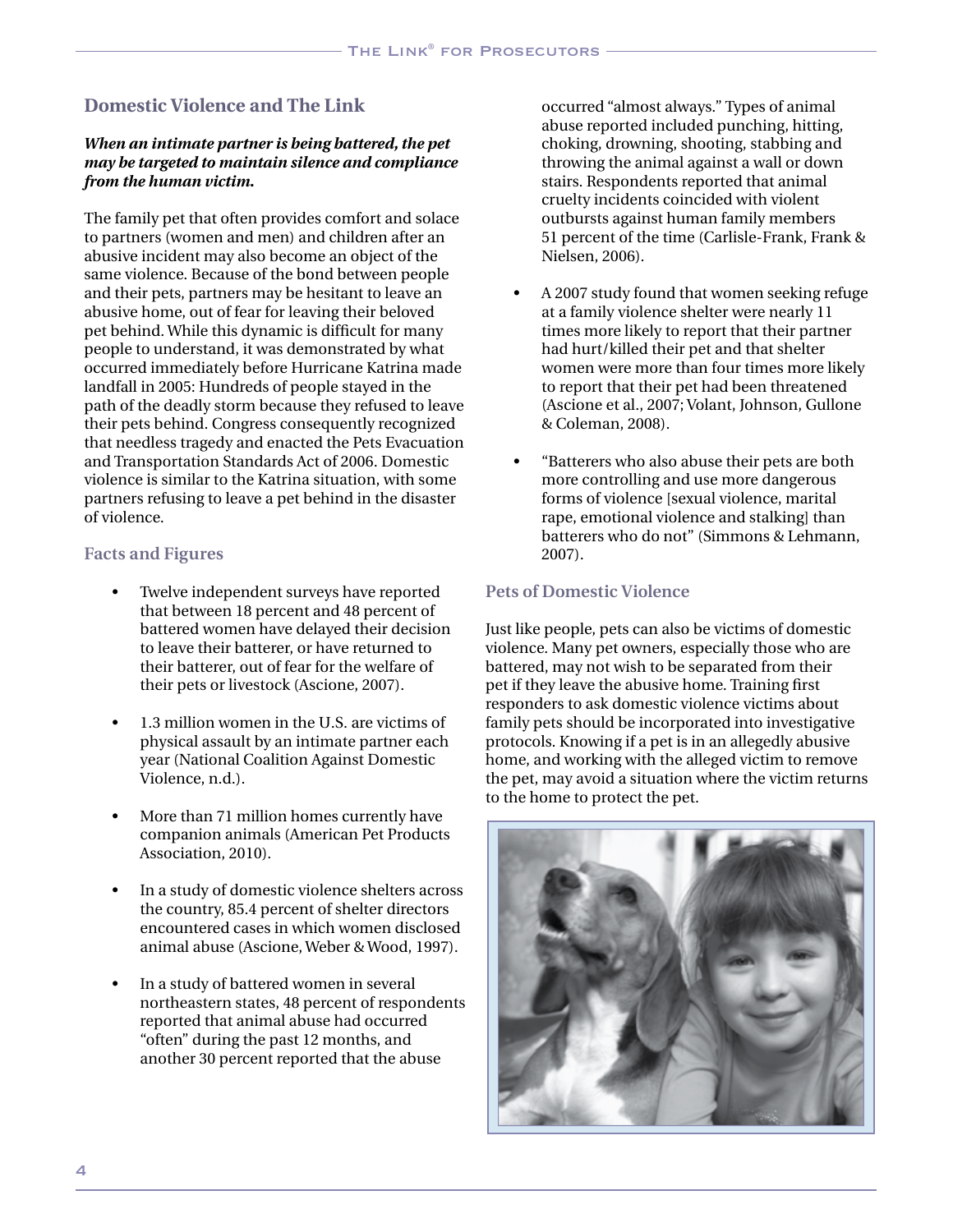## Domestic Violence and The Link

***When an intimate partner is being battered, the pet may be targeted to maintain silence and compliance from the human victim.***

The family pet that often provides comfort and solace to partners (women and men) and children after an abusive incident may also become an object of the same violence. Because of the bond between people and their pets, partners may be hesitant to leave an abusive home, out of fear for leaving their beloved pet behind. While this dynamic is difficult for many people to understand, it was demonstrated by what occurred immediately before Hurricane Katrina made landfall in 2005: Hundreds of people stayed in the path of the deadly storm because they refused to leave their pets behind. Congress consequently recognized that needless tragedy and enacted the Pets Evacuation and Transportation Standards Act of 2006. Domestic violence is similar to the Katrina situation, with some partners refusing to leave a pet behind in the disaster of violence.

### Facts and Figures

- Twelve independent surveys have reported that between 18 percent and 48 percent of battered women have delayed their decision to leave their batterer, or have returned to their batterer, out of fear for the welfare of their pets or livestock (Ascione, 2007).
- 1.3 million women in the U.S. are victims of physical assault by an intimate partner each year (National Coalition Against Domestic Violence, n.d.).
- More than 71 million homes currently have companion animals (American Pet Products Association, 2010).
- In a study of domestic violence shelters across the country, 85.4 percent of shelter directors encountered cases in which women disclosed animal abuse (Ascione, Weber & Wood, 1997).
- In a study of battered women in several northeastern states, 48 percent of respondents reported that animal abuse had occurred "often" during the past 12 months, and another 30 percent reported that the abuse occurred "almost always." Types of animal abuse reported included punching, hitting, choking, drowning, shooting, stabbing and throwing the animal against a wall or down stairs. Respondents reported that animal cruelty incidents coincided with violent outbursts against human family members 51 percent of the time (Carlisle-Frank, Frank & Nielsen, 2006).
- A 2007 study found that women seeking refuge at a family violence shelter were nearly 11 times more likely to report that their partner had hurt/killed their pet and that shelter women were more than four times more likely to report that their pet had been threatened (Ascione et al., 2007; Volant, Johnson, Gullone & Coleman, 2008).
- "Batterers who also abuse their pets are both more controlling and use more dangerous forms of violence [sexual violence, marital rape, emotional violence and stalking] than batterers who do not" (Simmons & Lehmann, 2007).

### Pets of Domestic Violence

Just like people, pets can also be victims of domestic violence. Many pet owners, especially those who are battered, may not wish to be separated from their pet if they leave the abusive home. Training first responders to ask domestic violence victims about family pets should be incorporated into investigative protocols. Knowing if a pet is in an allegedly abusive home, and working with the alleged victim to remove the pet, may avoid a situation where the victim returns to the home to protect the pet.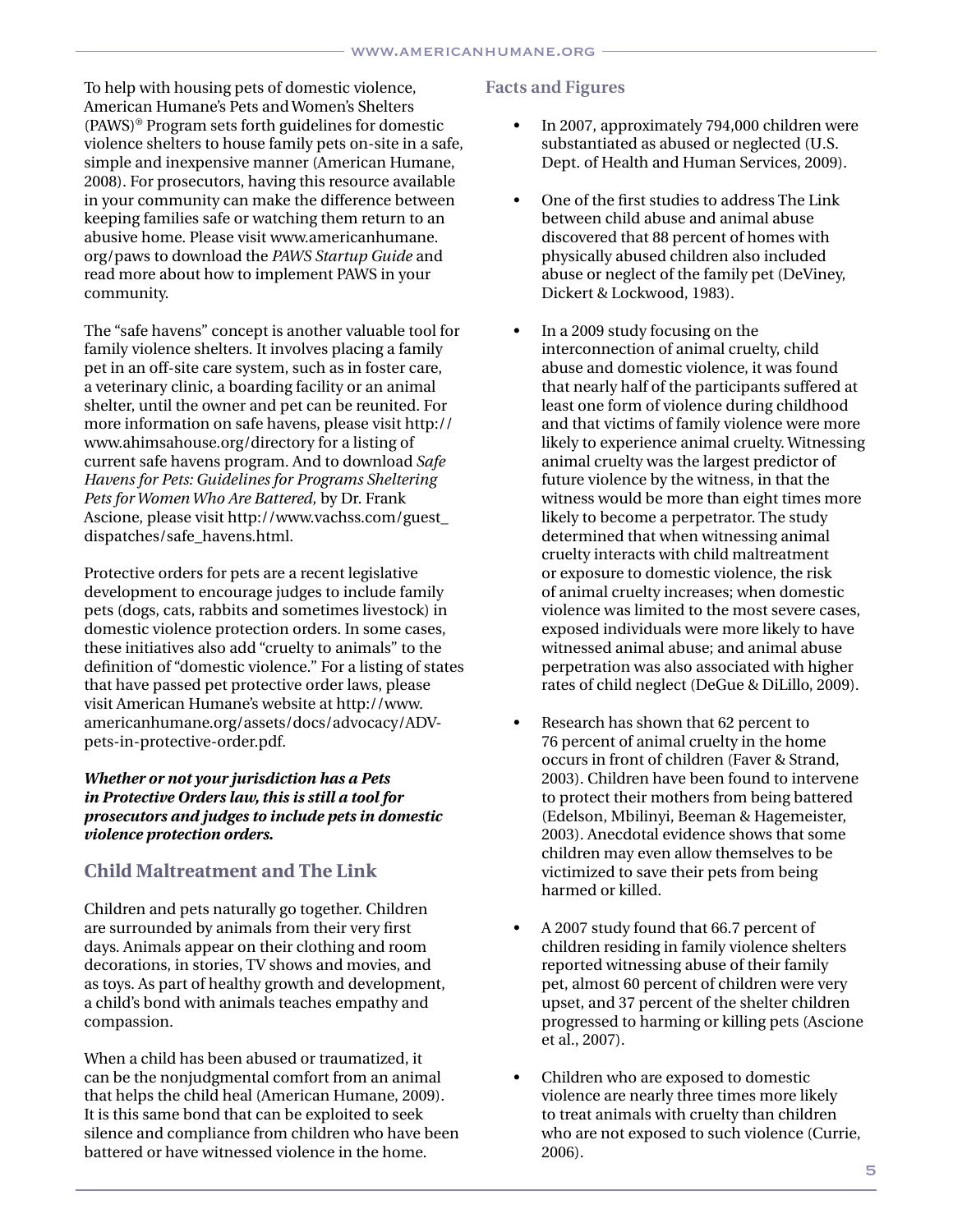To help with housing pets of domestic violence, American Humane's Pets and Women's Shelters (PAWS)® Program sets forth guidelines for domestic violence shelters to house family pets on-site in a safe, simple and inexpensive manner (American Humane, 2008). For prosecutors, having this resource available in your community can make the difference between keeping families safe or watching them return to an abusive home. Please visit www.americanhumane.org/paws to download the *PAWS Startup Guide* and read more about how to implement PAWS in your community.

The "safe havens" concept is another valuable tool for family violence shelters. It involves placing a family pet in an off-site care system, such as in foster care, a veterinary clinic, a boarding facility or an animal shelter, until the owner and pet can be reunited. For more information on safe havens, please visit http://www.ahimsahouse.org/directory for a listing of current safe havens program. And to download *Safe Havens for Pets: Guidelines for Programs Sheltering Pets for Women Who Are Battered,* by Dr. Frank Ascione, please visit http://www.vachss.com/guest_dispatches/safe_havens.html.

Protective orders for pets are a recent legislative development to encourage judges to include family pets (dogs, cats, rabbits and sometimes livestock) in domestic violence protection orders. In some cases, these initiatives also add "cruelty to animals" to the definition of "domestic violence." For a listing of states that have passed pet protective order laws, please visit American Humane's website at http://www.americanhumane.org/assets/docs/advocacy/ADV-pets-in-protective-order.pdf.

***Whether or not your jurisdiction has a Pets in Protective Orders law, this is still a tool for prosecutors and judges to include pets in domestic violence protection orders.***

## Child Maltreatment and The Link

Children and pets naturally go together. Children are surrounded by animals from their very first days. Animals appear on their clothing and room decorations, in stories, TV shows and movies, and as toys. As part of healthy growth and development, a child's bond with animals teaches empathy and compassion.

When a child has been abused or traumatized, it can be the nonjudgmental comfort from an animal that helps the child heal (American Humane, 2009). It is this same bond that can be exploited to seek silence and compliance from children who have been battered or have witnessed violence in the home.

### Facts and Figures

- In 2007, approximately 794,000 children were substantiated as abused or neglected (U.S. Dept. of Health and Human Services, 2009).
- One of the first studies to address The Link between child abuse and animal abuse discovered that 88 percent of homes with physically abused children also included abuse or neglect of the family pet (DeViney, Dickert & Lockwood, 1983).
- In a 2009 study focusing on the interconnection of animal cruelty, child abuse and domestic violence, it was found that nearly half of the participants suffered at least one form of violence during childhood and that victims of family violence were more likely to experience animal cruelty. Witnessing animal cruelty was the largest predictor of future violence by the witness, in that the witness would be more than eight times more likely to become a perpetrator. The study determined that when witnessing animal cruelty interacts with child maltreatment or exposure to domestic violence, the risk of animal cruelty increases; when domestic violence was limited to the most severe cases, exposed individuals were more likely to have witnessed animal abuse; and animal abuse perpetration was also associated with higher rates of child neglect (DeGue & DiLillo, 2009).
- Research has shown that 62 percent to 76 percent of animal cruelty in the home occurs in front of children (Faver & Strand, 2003). Children have been found to intervene to protect their mothers from being battered (Edelson, Mbilinyi, Beeman & Hagemeister, 2003). Anecdotal evidence shows that some children may even allow themselves to be victimized to save their pets from being harmed or killed.
- A 2007 study found that 66.7 percent of children residing in family violence shelters reported witnessing abuse of their family pet, almost 60 percent of children were very upset, and 37 percent of the shelter children progressed to harming or killing pets (Ascione et al., 2007).
- Children who are exposed to domestic violence are nearly three times more likely to treat animals with cruelty than children who are not exposed to such violence (Currie, 2006).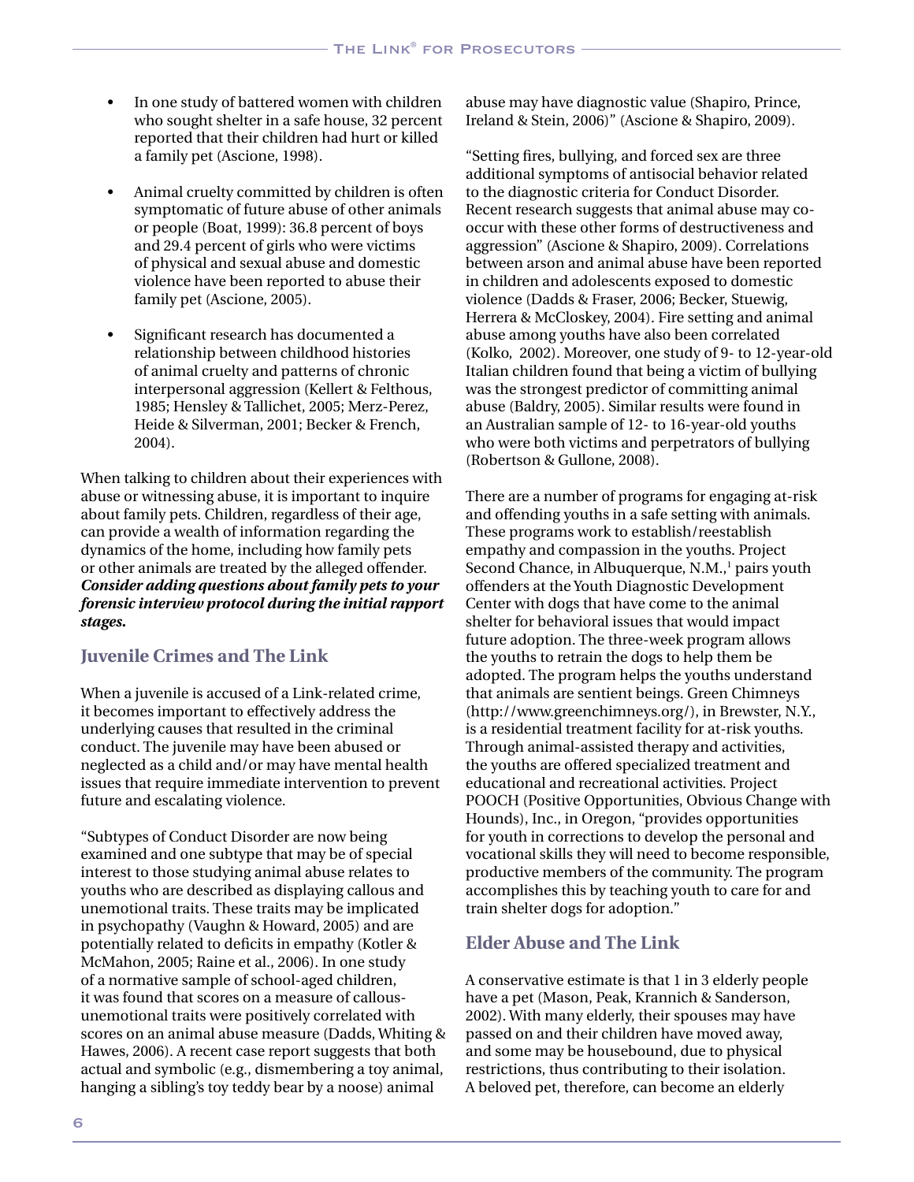- In one study of battered women with children who sought shelter in a safe house, 32 percent reported that their children had hurt or killed a family pet (Ascione, 1998).
- Animal cruelty committed by children is often symptomatic of future abuse of other animals or people (Boat, 1999): 36.8 percent of boys and 29.4 percent of girls who were victims of physical and sexual abuse and domestic violence have been reported to abuse their family pet (Ascione, 2005).
- Significant research has documented a relationship between childhood histories of animal cruelty and patterns of chronic interpersonal aggression (Kellert & Felthous, 1985; Hensley & Tallichet, 2005; Merz-Perez, Heide & Silverman, 2001; Becker & French, 2004).

When talking to children about their experiences with abuse or witnessing abuse, it is important to inquire about family pets. Children, regardless of their age, can provide a wealth of information regarding the dynamics of the home, including how family pets or other animals are treated by the alleged offender. ***Consider adding questions about family pets to your forensic interview protocol during the initial rapport stages.***

## Juvenile Crimes and The Link

When a juvenile is accused of a Link-related crime, it becomes important to effectively address the underlying causes that resulted in the criminal conduct. The juvenile may have been abused or neglected as a child and/or may have mental health issues that require immediate intervention to prevent future and escalating violence.

"Subtypes of Conduct Disorder are now being examined and one subtype that may be of special interest to those studying animal abuse relates to youths who are described as displaying callous and unemotional traits. These traits may be implicated in psychopathy (Vaughn & Howard, 2005) and are potentially related to deficits in empathy (Kotler & McMahon, 2005; Raine et al., 2006). In one study of a normative sample of school-aged children, it was found that scores on a measure of callous-unemotional traits were positively correlated with scores on an animal abuse measure (Dadds, Whiting & Hawes, 2006). A recent case report suggests that both actual and symbolic (e.g., dismembering a toy animal, hanging a sibling's toy teddy bear by a noose) animal abuse may have diagnostic value (Shapiro, Prince, Ireland & Stein, 2006)" (Ascione & Shapiro, 2009).

"Setting fires, bullying, and forced sex are three additional symptoms of antisocial behavior related to the diagnostic criteria for Conduct Disorder. Recent research suggests that animal abuse may co-occur with these other forms of destructiveness and aggression" (Ascione & Shapiro, 2009). Correlations between arson and animal abuse have been reported in children and adolescents exposed to domestic violence (Dadds & Fraser, 2006; Becker, Stuewig, Herrera & McCloskey, 2004). Fire setting and animal abuse among youths have also been correlated (Kolko, 2002). Moreover, one study of 9- to 12-year-old Italian children found that being a victim of bullying was the strongest predictor of committing animal abuse (Baldry, 2005). Similar results were found in an Australian sample of 12- to 16-year-old youths who were both victims and perpetrators of bullying (Robertson & Gullone, 2008).

There are a number of programs for engaging at-risk and offending youths in a safe setting with animals. These programs work to establish/reestablish empathy and compassion in the youths. Project Second Chance, in Albuquerque, N.M.,[1] pairs youth offenders at the Youth Diagnostic Development Center with dogs that have come to the animal shelter for behavioral issues that would impact future adoption. The three-week program allows the youths to retrain the dogs to help them be adopted. The program helps the youths understand that animals are sentient beings. Green Chimneys (http://www.greenchimneys.org/), in Brewster, N.Y., is a residential treatment facility for at-risk youths. Through animal-assisted therapy and activities, the youths are offered specialized treatment and educational and recreational activities. Project POOCH (Positive Opportunities, Obvious Change with Hounds), Inc., in Oregon, "provides opportunities for youth in corrections to develop the personal and vocational skills they will need to become responsible, productive members of the community. The program accomplishes this by teaching youth to care for and train shelter dogs for adoption."

## Elder Abuse and The Link

A conservative estimate is that 1 in 3 elderly people have a pet (Mason, Peak, Krannich & Sanderson, 2002). With many elderly, their spouses may have passed on and their children have moved away, and some may be housebound, due to physical restrictions, thus contributing to their isolation. A beloved pet, therefore, can become an elderly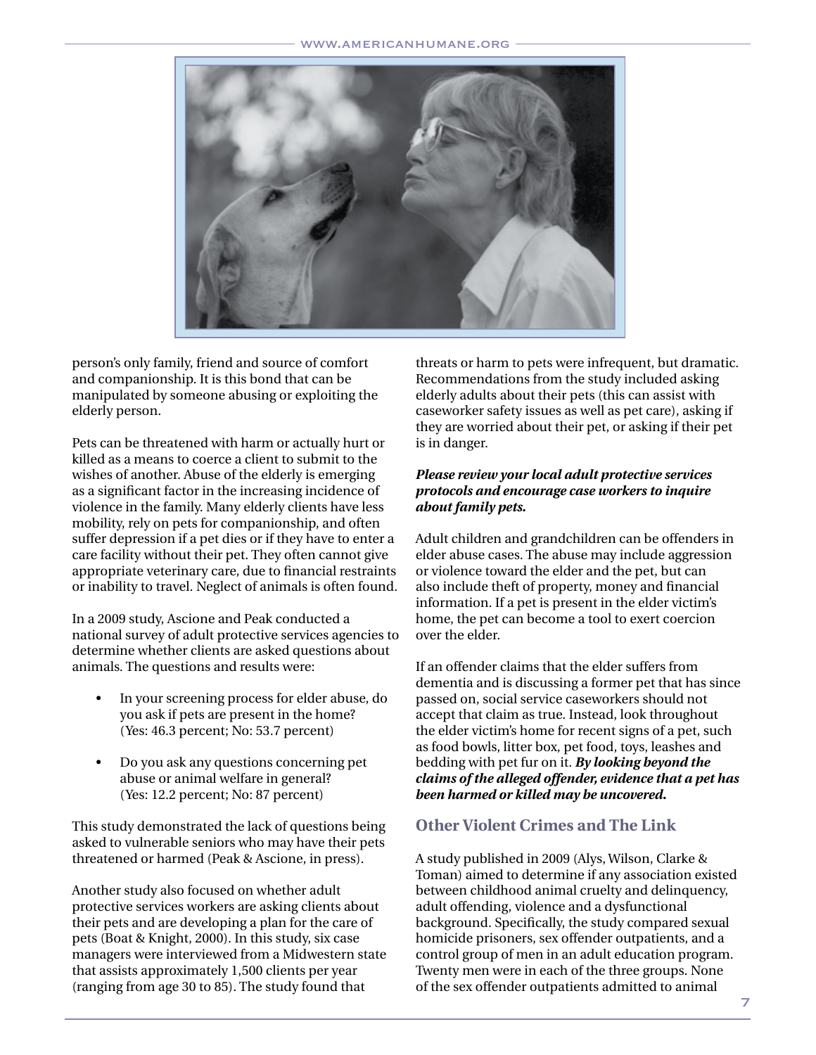person's only family, friend and source of comfort and companionship. It is this bond that can be manipulated by someone abusing or exploiting the elderly person.

Pets can be threatened with harm or actually hurt or killed as a means to coerce a client to submit to the wishes of another. Abuse of the elderly is emerging as a significant factor in the increasing incidence of violence in the family. Many elderly clients have less mobility, rely on pets for companionship, and often suffer depression if a pet dies or if they have to enter a care facility without their pet. They often cannot give appropriate veterinary care, due to financial restraints or inability to travel. Neglect of animals is often found.

In a 2009 study, Ascione and Peak conducted a national survey of adult protective services agencies to determine whether clients are asked questions about animals. The questions and results were:

- In your screening process for elder abuse, do you ask if pets are present in the home? (Yes: 46.3 percent; No: 53.7 percent)
- Do you ask any questions concerning pet abuse or animal welfare in general? (Yes: 12.2 percent; No: 87 percent)

This study demonstrated the lack of questions being asked to vulnerable seniors who may have their pets threatened or harmed (Peak & Ascione, in press).

Another study also focused on whether adult protective services workers are asking clients about their pets and are developing a plan for the care of pets (Boat & Knight, 2000). In this study, six case managers were interviewed from a Midwestern state that assists approximately 1,500 clients per year (ranging from age 30 to 85). The study found that threats or harm to pets were infrequent, but dramatic. Recommendations from the study included asking elderly adults about their pets (this can assist with caseworker safety issues as well as pet care), asking if they are worried about their pet, or asking if their pet is in danger.

***Please review your local adult protective services protocols and encourage case workers to inquire about family pets.***

Adult children and grandchildren can be offenders in elder abuse cases. The abuse may include aggression or violence toward the elder and the pet, but can also include theft of property, money and financial information. If a pet is present in the elder victim's home, the pet can become a tool to exert coercion over the elder.

If an offender claims that the elder suffers from dementia and is discussing a former pet that has since passed on, social service caseworkers should not accept that claim as true. Instead, look throughout the elder victim's home for recent signs of a pet, such as food bowls, litter box, pet food, toys, leashes and bedding with pet fur on it. ***By looking beyond the claims of the alleged offender, evidence that a pet has been harmed or killed may be uncovered.***

## Other Violent Crimes and The Link

A study published in 2009 (Alys, Wilson, Clarke & Toman) aimed to determine if any association existed between childhood animal cruelty and delinquency, adult offending, violence and a dysfunctional background. Specifically, the study compared sexual homicide prisoners, sex offender outpatients, and a control group of men in an adult education program. Twenty men were in each of the three groups. None of the sex offender outpatients admitted to animal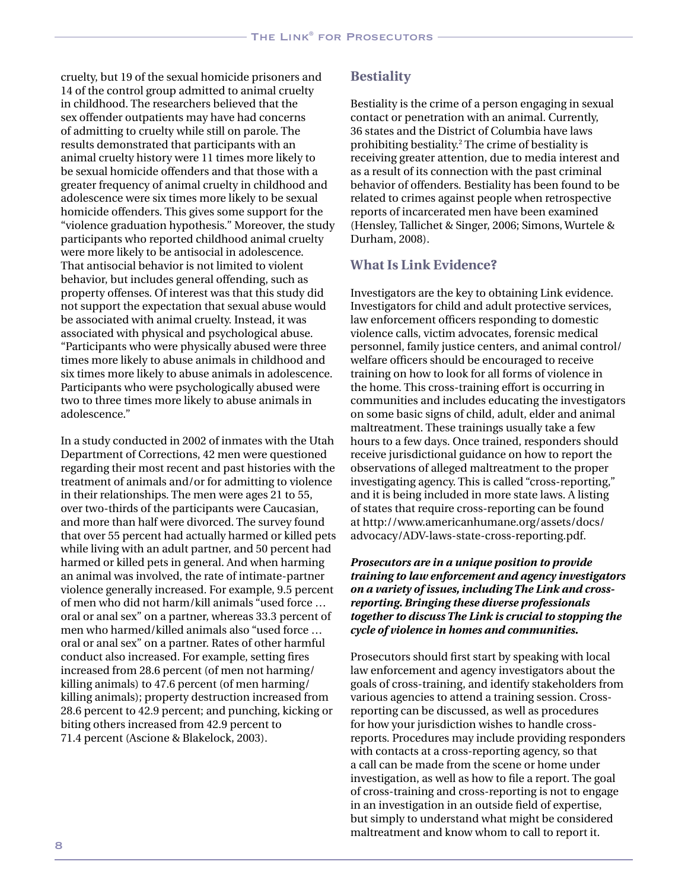cruelty, but 19 of the sexual homicide prisoners and 14 of the control group admitted to animal cruelty in childhood. The researchers believed that the sex offender outpatients may have had concerns of admitting to cruelty while still on parole. The results demonstrated that participants with an animal cruelty history were 11 times more likely to be sexual homicide offenders and that those with a greater frequency of animal cruelty in childhood and adolescence were six times more likely to be sexual homicide offenders. This gives some support for the "violence graduation hypothesis." Moreover, the study participants who reported childhood animal cruelty were more likely to be antisocial in adolescence. That antisocial behavior is not limited to violent behavior, but includes general offending, such as property offenses. Of interest was that this study did not support the expectation that sexual abuse would be associated with animal cruelty. Instead, it was associated with physical and psychological abuse. "Participants who were physically abused were three times more likely to abuse animals in childhood and six times more likely to abuse animals in adolescence. Participants who were psychologically abused were two to three times more likely to abuse animals in adolescence."

In a study conducted in 2002 of inmates with the Utah Department of Corrections, 42 men were questioned regarding their most recent and past histories with the treatment of animals and/or for admitting to violence in their relationships. The men were ages 21 to 55, over two-thirds of the participants were Caucasian, and more than half were divorced. The survey found that over 55 percent had actually harmed or killed pets while living with an adult partner, and 50 percent had harmed or killed pets in general. And when harming an animal was involved, the rate of intimate-partner violence generally increased. For example, 9.5 percent of men who did not harm/kill animals "used force … oral or anal sex" on a partner, whereas 33.3 percent of men who harmed/killed animals also "used force … oral or anal sex" on a partner. Rates of other harmful conduct also increased. For example, setting fires increased from 28.6 percent (of men not harming/killing animals) to 47.6 percent (of men harming/killing animals); property destruction increased from 28.6 percent to 42.9 percent; and punching, kicking or biting others increased from 42.9 percent to 71.4 percent (Ascione & Blakelock, 2003).

## Bestiality

Bestiality is the crime of a person engaging in sexual contact or penetration with an animal. Currently, 36 states and the District of Columbia have laws prohibiting bestiality.[2] The crime of bestiality is receiving greater attention, due to media interest and as a result of its connection with the past criminal behavior of offenders. Bestiality has been found to be related to crimes against people when retrospective reports of incarcerated men have been examined (Hensley, Tallichet & Singer, 2006; Simons, Wurtele & Durham, 2008).

## What Is Link Evidence?

Investigators are the key to obtaining Link evidence. Investigators for child and adult protective services, law enforcement officers responding to domestic violence calls, victim advocates, forensic medical personnel, family justice centers, and animal control/welfare officers should be encouraged to receive training on how to look for all forms of violence in the home. This cross-training effort is occurring in communities and includes educating the investigators on some basic signs of child, adult, elder and animal maltreatment. These trainings usually take a few hours to a few days. Once trained, responders should receive jurisdictional guidance on how to report the observations of alleged maltreatment to the proper investigating agency. This is called "cross-reporting," and it is being included in more state laws. A listing of states that require cross-reporting can be found at http://www.americanhumane.org/assets/docs/advocacy/ADV-laws-state-cross-reporting.pdf.

***Prosecutors are in a unique position to provide training to law enforcement and agency investigators on a variety of issues, including The Link and cross-reporting. Bringing these diverse professionals together to discuss The Link is crucial to stopping the cycle of violence in homes and communities.***

Prosecutors should first start by speaking with local law enforcement and agency investigators about the goals of cross-training, and identify stakeholders from various agencies to attend a training session. Cross-reporting can be discussed, as well as procedures for how your jurisdiction wishes to handle cross-reports. Procedures may include providing responders with contacts at a cross-reporting agency, so that a call can be made from the scene or home under investigation, as well as how to file a report. The goal of cross-training and cross-reporting is not to engage in an investigation in an outside field of expertise, but simply to understand what might be considered maltreatment and know whom to call to report it.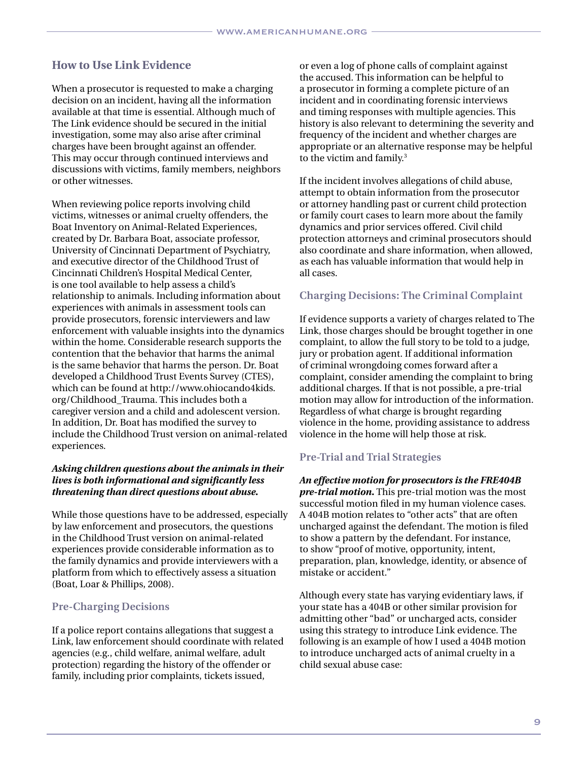### How to Use Link Evidence

When a prosecutor is requested to make a charging decision on an incident, having all the information available at that time is essential. Although much of The Link evidence should be secured in the initial investigation, some may also arise after criminal charges have been brought against an offender. This may occur through continued interviews and discussions with victims, family members, neighbors or other witnesses.

When reviewing police reports involving child victims, witnesses or animal cruelty offenders, the Boat Inventory on Animal-Related Experiences, created by Dr. Barbara Boat, associate professor, University of Cincinnati Department of Psychiatry, and executive director of the Childhood Trust of Cincinnati Children's Hospital Medical Center, is one tool available to help assess a child's relationship to animals. Including information about experiences with animals in assessment tools can provide prosecutors, forensic interviewers and law enforcement with valuable insights into the dynamics within the home. Considerable research supports the contention that the behavior that harms the animal is the same behavior that harms the person. Dr. Boat developed a Childhood Trust Events Survey (CTES), which can be found at http://www.ohiocando4kids.org/Childhood_Trauma. This includes both a caregiver version and a child and adolescent version. In addition, Dr. Boat has modified the survey to include the Childhood Trust version on animal-related experiences.

***Asking children questions about the animals in their lives is both informational and significantly less threatening than direct questions about abuse.***

While those questions have to be addressed, especially by law enforcement and prosecutors, the questions in the Childhood Trust version on animal-related experiences provide considerable information as to the family dynamics and provide interviewers with a platform from which to effectively assess a situation (Boat, Loar & Phillips, 2008).

### Pre-Charging Decisions

If a police report contains allegations that suggest a Link, law enforcement should coordinate with related agencies (e.g., child welfare, animal welfare, adult protection) regarding the history of the offender or family, including prior complaints, tickets issued, or even a log of phone calls of complaint against the accused. This information can be helpful to a prosecutor in forming a complete picture of an incident and in coordinating forensic interviews and timing responses with multiple agencies. This history is also relevant to determining the severity and frequency of the incident and whether charges are appropriate or an alternative response may be helpful to the victim and family.[3]

If the incident involves allegations of child abuse, attempt to obtain information from the prosecutor or attorney handling past or current child protection or family court cases to learn more about the family dynamics and prior services offered. Civil child protection attorneys and criminal prosecutors should also coordinate and share information, when allowed, as each has valuable information that would help in all cases.

### Charging Decisions: The Criminal Complaint

If evidence supports a variety of charges related to The Link, those charges should be brought together in one complaint, to allow the full story to be told to a judge, jury or probation agent. If additional information of criminal wrongdoing comes forward after a complaint, consider amending the complaint to bring additional charges. If that is not possible, a pre-trial motion may allow for introduction of the information. Regardless of what charge is brought regarding violence in the home, providing assistance to address violence in the home will help those at risk.

### Pre-Trial and Trial Strategies

***An effective motion for prosecutors is the FRE404B pre-trial motion.*** This pre-trial motion was the most successful motion filed in my human violence cases. A 404B motion relates to "other acts" that are often uncharged against the defendant. The motion is filed to show a pattern by the defendant. For instance, to show "proof of motive, opportunity, intent, preparation, plan, knowledge, identity, or absence of mistake or accident."

Although every state has varying evidentiary laws, if your state has a 404B or other similar provision for admitting other "bad" or uncharged acts, consider using this strategy to introduce Link evidence. The following is an example of how I used a 404B motion to introduce uncharged acts of animal cruelty in a child sexual abuse case: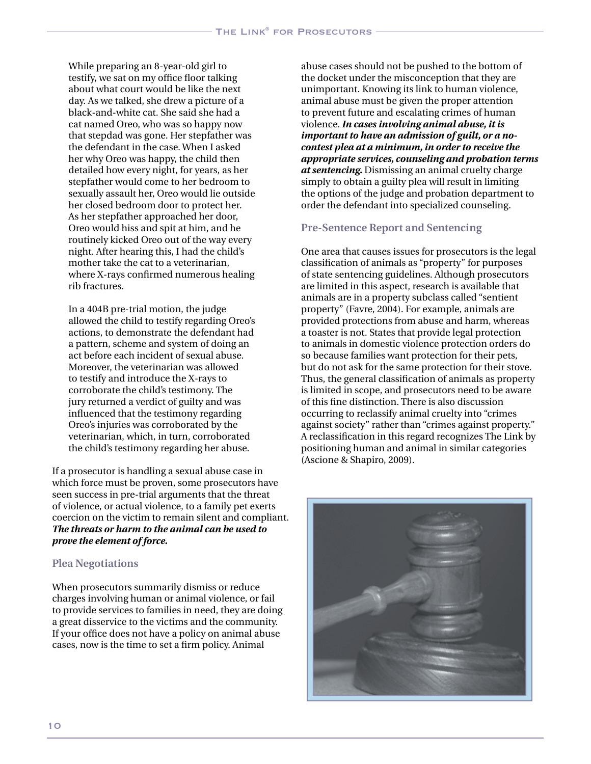While preparing an 8-year-old girl to testify, we sat on my office floor talking about what court would be like the next day. As we talked, she drew a picture of a black-and-white cat. She said she had a cat named Oreo, who was so happy now that stepdad was gone. Her stepfather was the defendant in the case. When I asked her why Oreo was happy, the child then detailed how every night, for years, as her stepfather would come to her bedroom to sexually assault her, Oreo would lie outside her closed bedroom door to protect her. As her stepfather approached her door, Oreo would hiss and spit at him, and he routinely kicked Oreo out of the way every night. After hearing this, I had the child's mother take the cat to a veterinarian, where X-rays confirmed numerous healing rib fractures.

In a 404B pre-trial motion, the judge allowed the child to testify regarding Oreo's actions, to demonstrate the defendant had a pattern, scheme and system of doing an act before each incident of sexual abuse. Moreover, the veterinarian was allowed to testify and introduce the X-rays to corroborate the child's testimony. The jury returned a verdict of guilty and was influenced that the testimony regarding Oreo's injuries was corroborated by the veterinarian, which, in turn, corroborated the child's testimony regarding her abuse.

If a prosecutor is handling a sexual abuse case in which force must be proven, some prosecutors have seen success in pre-trial arguments that the threat of violence, or actual violence, to a family pet exerts coercion on the victim to remain silent and compliant. ***The threats or harm to the animal can be used to prove the element of force.***

## Plea Negotiations

When prosecutors summarily dismiss or reduce charges involving human or animal violence, or fail to provide services to families in need, they are doing a great disservice to the victims and the community. If your office does not have a policy on animal abuse cases, now is the time to set a firm policy. Animal abuse cases should not be pushed to the bottom of the docket under the misconception that they are unimportant. Knowing its link to human violence, animal abuse must be given the proper attention to prevent future and escalating crimes of human violence. ***In cases involving animal abuse, it is important to have an admission of guilt, or a no-contest plea at a minimum, in order to receive the appropriate services, counseling and probation terms at sentencing.*** Dismissing an animal cruelty charge simply to obtain a guilty plea will result in limiting the options of the judge and probation department to order the defendant into specialized counseling.

## Pre-Sentence Report and Sentencing

One area that causes issues for prosecutors is the legal classification of animals as "property" for purposes of state sentencing guidelines. Although prosecutors are limited in this aspect, research is available that animals are in a property subclass called "sentient property" (Favre, 2004). For example, animals are provided protections from abuse and harm, whereas a toaster is not. States that provide legal protection to animals in domestic violence protection orders do so because families want protection for their pets, but do not ask for the same protection for their stove. Thus, the general classification of animals as property is limited in scope, and prosecutors need to be aware of this fine distinction. There is also discussion occurring to reclassify animal cruelty into "crimes against society" rather than "crimes against property." A reclassification in this regard recognizes The Link by positioning human and animal in similar categories (Ascione & Shapiro, 2009).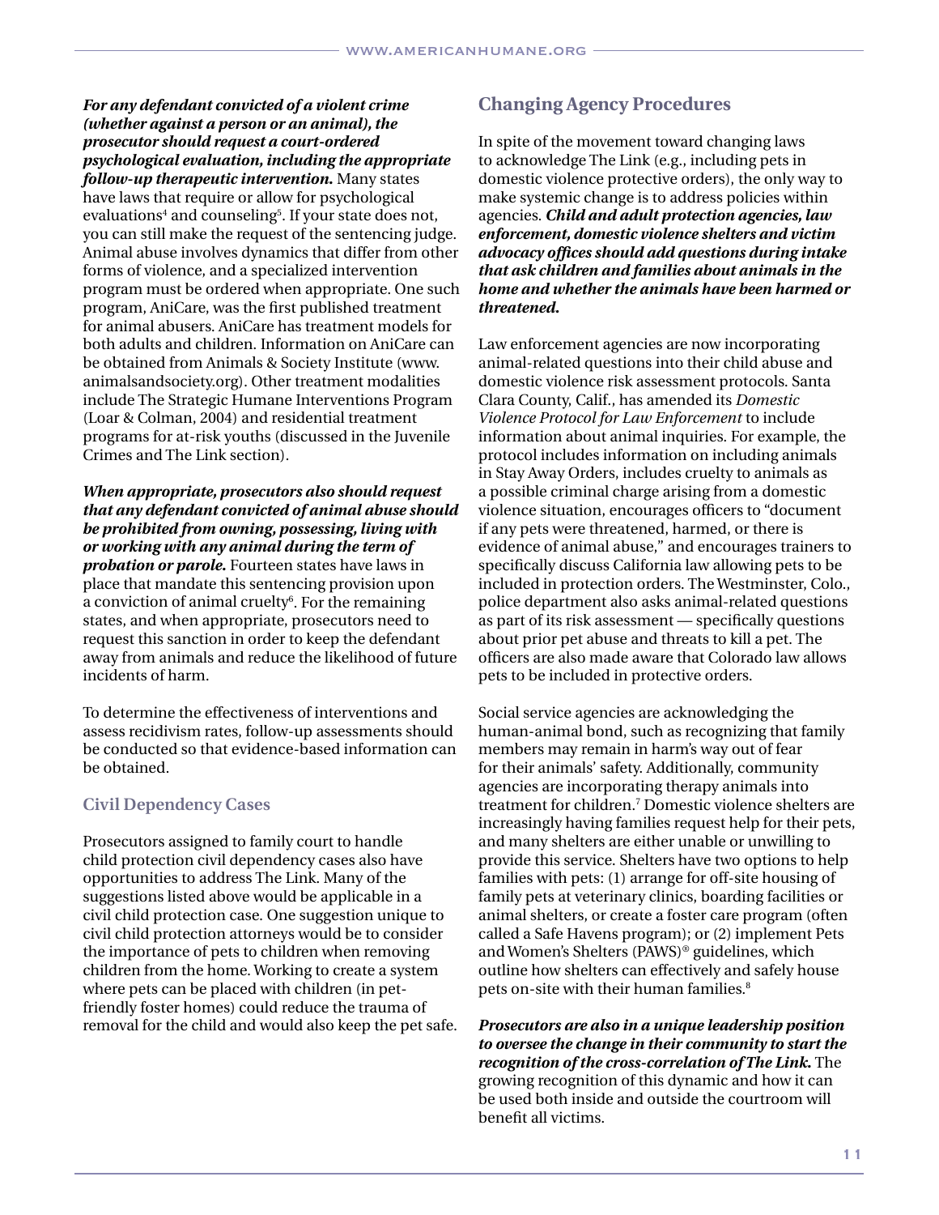***For any defendant convicted of a violent crime (whether against a person or an animal), the prosecutor should request a court-ordered psychological evaluation, including the appropriate follow-up therapeutic intervention.*** Many states have laws that require or allow for psychological evaluations[4] and counseling[5]. If your state does not, you can still make the request of the sentencing judge. Animal abuse involves dynamics that differ from other forms of violence, and a specialized intervention program must be ordered when appropriate. One such program, AniCare, was the first published treatment for animal abusers. AniCare has treatment models for both adults and children. Information on AniCare can be obtained from Animals & Society Institute (www.animalsandsociety.org). Other treatment modalities include The Strategic Humane Interventions Program (Loar & Colman, 2004) and residential treatment programs for at-risk youths (discussed in the Juvenile Crimes and The Link section).

***When appropriate, prosecutors also should request that any defendant convicted of animal abuse should be prohibited from owning, possessing, living with or working with any animal during the term of probation or parole.*** Fourteen states have laws in place that mandate this sentencing provision upon a conviction of animal cruelty[6]. For the remaining states, and when appropriate, prosecutors need to request this sanction in order to keep the defendant away from animals and reduce the likelihood of future incidents of harm.

To determine the effectiveness of interventions and assess recidivism rates, follow-up assessments should be conducted so that evidence-based information can be obtained.

### Civil Dependency Cases

Prosecutors assigned to family court to handle child protection civil dependency cases also have opportunities to address The Link. Many of the suggestions listed above would be applicable in a civil child protection case. One suggestion unique to civil child protection attorneys would be to consider the importance of pets to children when removing children from the home. Working to create a system where pets can be placed with children (in pet-friendly foster homes) could reduce the trauma of removal for the child and would also keep the pet safe.

## Changing Agency Procedures

In spite of the movement toward changing laws to acknowledge The Link (e.g., including pets in domestic violence protective orders), the only way to make systemic change is to address policies within agencies. ***Child and adult protection agencies, law enforcement, domestic violence shelters and victim advocacy offices should add questions during intake that ask children and families about animals in the home and whether the animals have been harmed or threatened.***

Law enforcement agencies are now incorporating animal-related questions into their child abuse and domestic violence risk assessment protocols. Santa Clara County, Calif., has amended its *Domestic Violence Protocol for Law Enforcement* to include information about animal inquiries. For example, the protocol includes information on including animals in Stay Away Orders, includes cruelty to animals as a possible criminal charge arising from a domestic violence situation, encourages officers to "document if any pets were threatened, harmed, or there is evidence of animal abuse," and encourages trainers to specifically discuss California law allowing pets to be included in protection orders. The Westminster, Colo., police department also asks animal-related questions as part of its risk assessment — specifically questions about prior pet abuse and threats to kill a pet. The officers are also made aware that Colorado law allows pets to be included in protective orders.

Social service agencies are acknowledging the human-animal bond, such as recognizing that family members may remain in harm's way out of fear for their animals' safety. Additionally, community agencies are incorporating therapy animals into treatment for children.[7] Domestic violence shelters are increasingly having families request help for their pets, and many shelters are either unable or unwilling to provide this service. Shelters have two options to help families with pets: (1) arrange for off-site housing of family pets at veterinary clinics, boarding facilities or animal shelters, or create a foster care program (often called a Safe Havens program); or (2) implement Pets and Women's Shelters (PAWS)® guidelines, which outline how shelters can effectively and safely house pets on-site with their human families.[8]

***Prosecutors are also in a unique leadership position to oversee the change in their community to start the recognition of the cross-correlation of The Link.*** The growing recognition of this dynamic and how it can be used both inside and outside the courtroom will benefit all victims.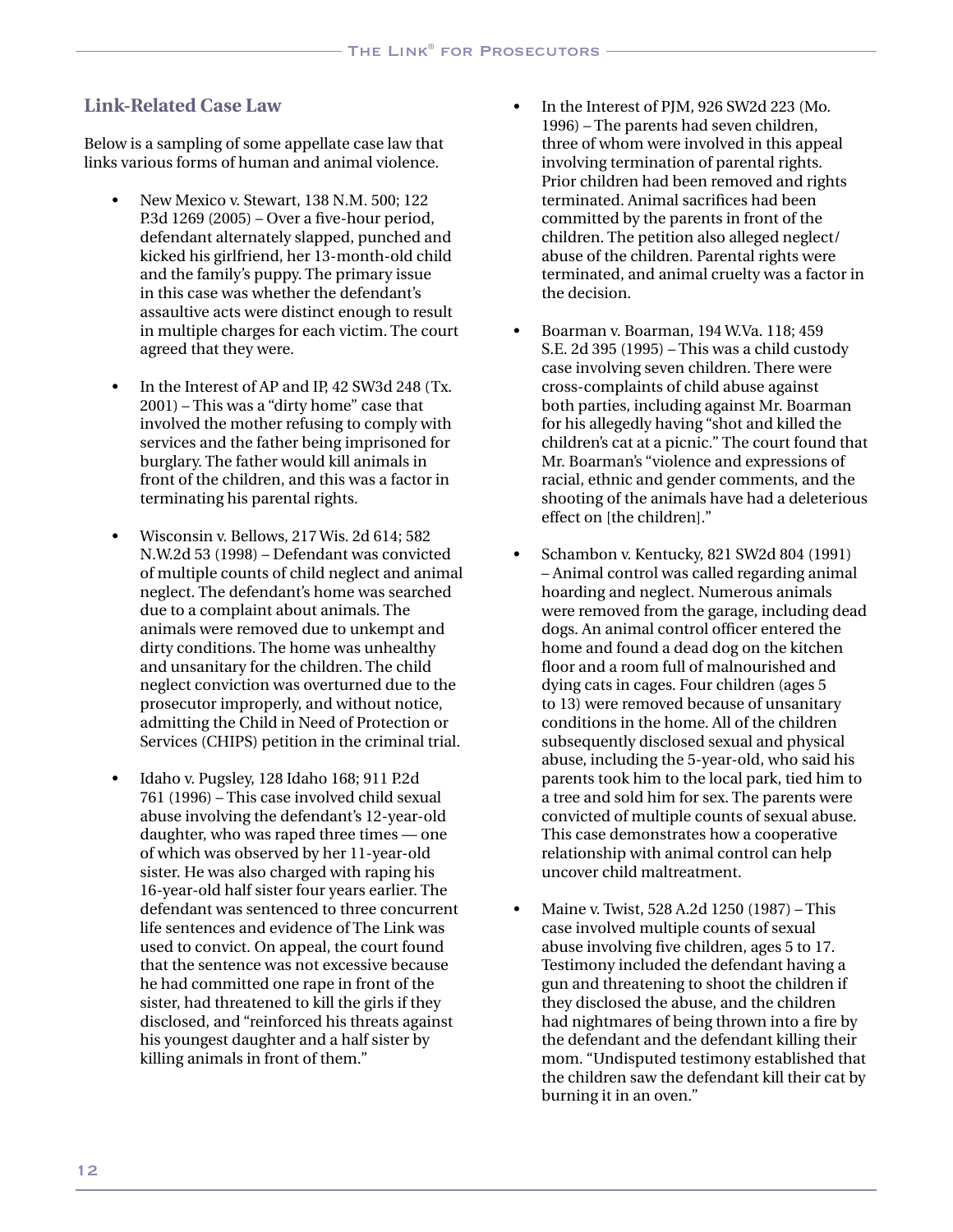## Link-Related Case Law

Below is a sampling of some appellate case law that links various forms of human and animal violence.

- New Mexico v. Stewart, 138 N.M. 500; 122 P.3d 1269 (2005) – Over a five-hour period, defendant alternately slapped, punched and kicked his girlfriend, her 13-month-old child and the family's puppy. The primary issue in this case was whether the defendant's assaultive acts were distinct enough to result in multiple charges for each victim. The court agreed that they were.

- In the Interest of AP and IP, 42 SW3d 248 (Tx. 2001) – This was a "dirty home" case that involved the mother refusing to comply with services and the father being imprisoned for burglary. The father would kill animals in front of the children, and this was a factor in terminating his parental rights.

- Wisconsin v. Bellows, 217 Wis. 2d 614; 582 N.W.2d 53 (1998) – Defendant was convicted of multiple counts of child neglect and animal neglect. The defendant's home was searched due to a complaint about animals. The animals were removed due to unkempt and dirty conditions. The home was unhealthy and unsanitary for the children. The child neglect conviction was overturned due to the prosecutor improperly, and without notice, admitting the Child in Need of Protection or Services (CHIPS) petition in the criminal trial.

- Idaho v. Pugsley, 128 Idaho 168; 911 P.2d 761 (1996) – This case involved child sexual abuse involving the defendant's 12-year-old daughter, who was raped three times — one of which was observed by her 11-year-old sister. He was also charged with raping his 16-year-old half sister four years earlier. The defendant was sentenced to three concurrent life sentences and evidence of The Link was used to convict. On appeal, the court found that the sentence was not excessive because he had committed one rape in front of the sister, had threatened to kill the girls if they disclosed, and "reinforced his threats against his youngest daughter and a half sister by killing animals in front of them."

- In the Interest of PJM, 926 SW2d 223 (Mo. 1996) – The parents had seven children, three of whom were involved in this appeal involving termination of parental rights. Prior children had been removed and rights terminated. Animal sacrifices had been committed by the parents in front of the children. The petition also alleged neglect/abuse of the children. Parental rights were terminated, and animal cruelty was a factor in the decision.

- Boarman v. Boarman, 194 W.Va. 118; 459 S.E. 2d 395 (1995) – This was a child custody case involving seven children. There were cross-complaints of child abuse against both parties, including against Mr. Boarman for his allegedly having "shot and killed the children's cat at a picnic." The court found that Mr. Boarman's "violence and expressions of racial, ethnic and gender comments, and the shooting of the animals have had a deleterious effect on [the children]."

- Schambon v. Kentucky, 821 SW2d 804 (1991) – Animal control was called regarding animal hoarding and neglect. Numerous animals were removed from the garage, including dead dogs. An animal control officer entered the home and found a dead dog on the kitchen floor and a room full of malnourished and dying cats in cages. Four children (ages 5 to 13) were removed because of unsanitary conditions in the home. All of the children subsequently disclosed sexual and physical abuse, including the 5-year-old, who said his parents took him to the local park, tied him to a tree and sold him for sex. The parents were convicted of multiple counts of sexual abuse. This case demonstrates how a cooperative relationship with animal control can help uncover child maltreatment.

- Maine v. Twist, 528 A.2d 1250 (1987) – This case involved multiple counts of sexual abuse involving five children, ages 5 to 17. Testimony included the defendant having a gun and threatening to shoot the children if they disclosed the abuse, and the children had nightmares of being thrown into a fire by the defendant and the defendant killing their mom. "Undisputed testimony established that the children saw the defendant kill their cat by burning it in an oven."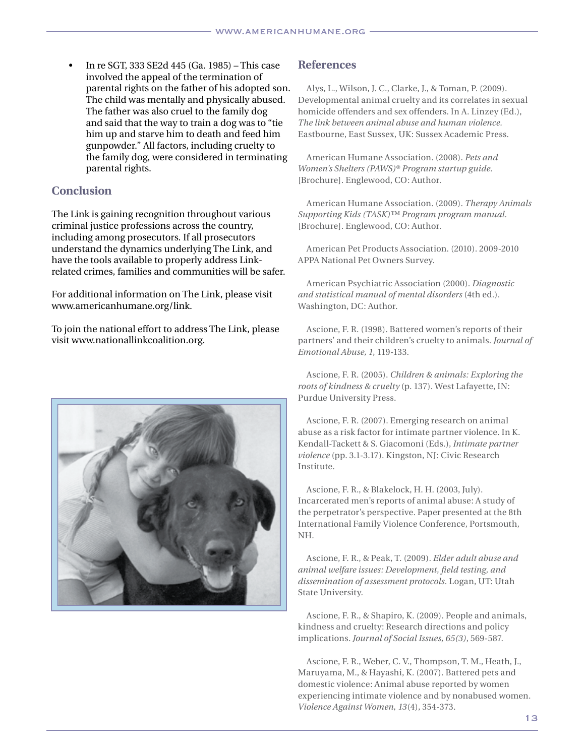- In re SGT, 333 SE2d 445 (Ga. 1985) – This case involved the appeal of the termination of parental rights on the father of his adopted son. The child was mentally and physically abused. The father was also cruel to the family dog and said that the way to train a dog was to "tie him up and starve him to death and feed him gunpowder." All factors, including cruelty to the family dog, were considered in terminating parental rights.

## Conclusion

The Link is gaining recognition throughout various criminal justice professions across the country, including among prosecutors. If all prosecutors understand the dynamics underlying The Link, and have the tools available to properly address Link-related crimes, families and communities will be safer.

For additional information on The Link, please visit www.americanhumane.org/link.

To join the national effort to address The Link, please visit www.nationallinkcoalition.org.

## References

Alys, L., Wilson, J. C., Clarke, J., & Toman, P. (2009). Developmental animal cruelty and its correlates in sexual homicide offenders and sex offenders. In A. Linzey (Ed.), *The link between animal abuse and human violence.* Eastbourne, East Sussex, UK: Sussex Academic Press.

American Humane Association. (2008). *Pets and Women's Shelters (PAWS)® Program startup guide.* [Brochure]. Englewood, CO: Author.

American Humane Association. (2009). *Therapy Animals Supporting Kids (TASK)™ Program program manual.* [Brochure]. Englewood, CO: Author.

American Pet Products Association. (2010). 2009-2010 APPA National Pet Owners Survey.

American Psychiatric Association (2000). *Diagnostic and statistical manual of mental disorders* (4th ed.). Washington, DC: Author.

Ascione, F. R. (1998). Battered women's reports of their partners' and their children's cruelty to animals. *Journal of Emotional Abuse, 1*, 119-133.

Ascione, F. R. (2005). *Children & animals: Exploring the roots of kindness & cruelty* (p. 137). West Lafayette, IN: Purdue University Press.

Ascione, F. R. (2007). Emerging research on animal abuse as a risk factor for intimate partner violence. In K. Kendall-Tackett & S. Giacomoni (Eds.), *Intimate partner violence* (pp. 3.1-3.17). Kingston, NJ: Civic Research Institute.

Ascione, F. R., & Blakelock, H. H. (2003, July). Incarcerated men's reports of animal abuse: A study of the perpetrator's perspective. Paper presented at the 8th International Family Violence Conference, Portsmouth, NH.

Ascione, F. R., & Peak, T. (2009). *Elder adult abuse and animal welfare issues: Development, field testing, and dissemination of assessment protocols.* Logan, UT: Utah State University.

Ascione, F. R., & Shapiro, K. (2009). People and animals, kindness and cruelty: Research directions and policy implications. *Journal of Social Issues, 65(3)*, 569-587.

Ascione, F. R., Weber, C. V., Thompson, T. M., Heath, J., Maruyama, M., & Hayashi, K. (2007). Battered pets and domestic violence: Animal abuse reported by women experiencing intimate violence and by nonabused women. *Violence Against Women, 13*(4), 354-373.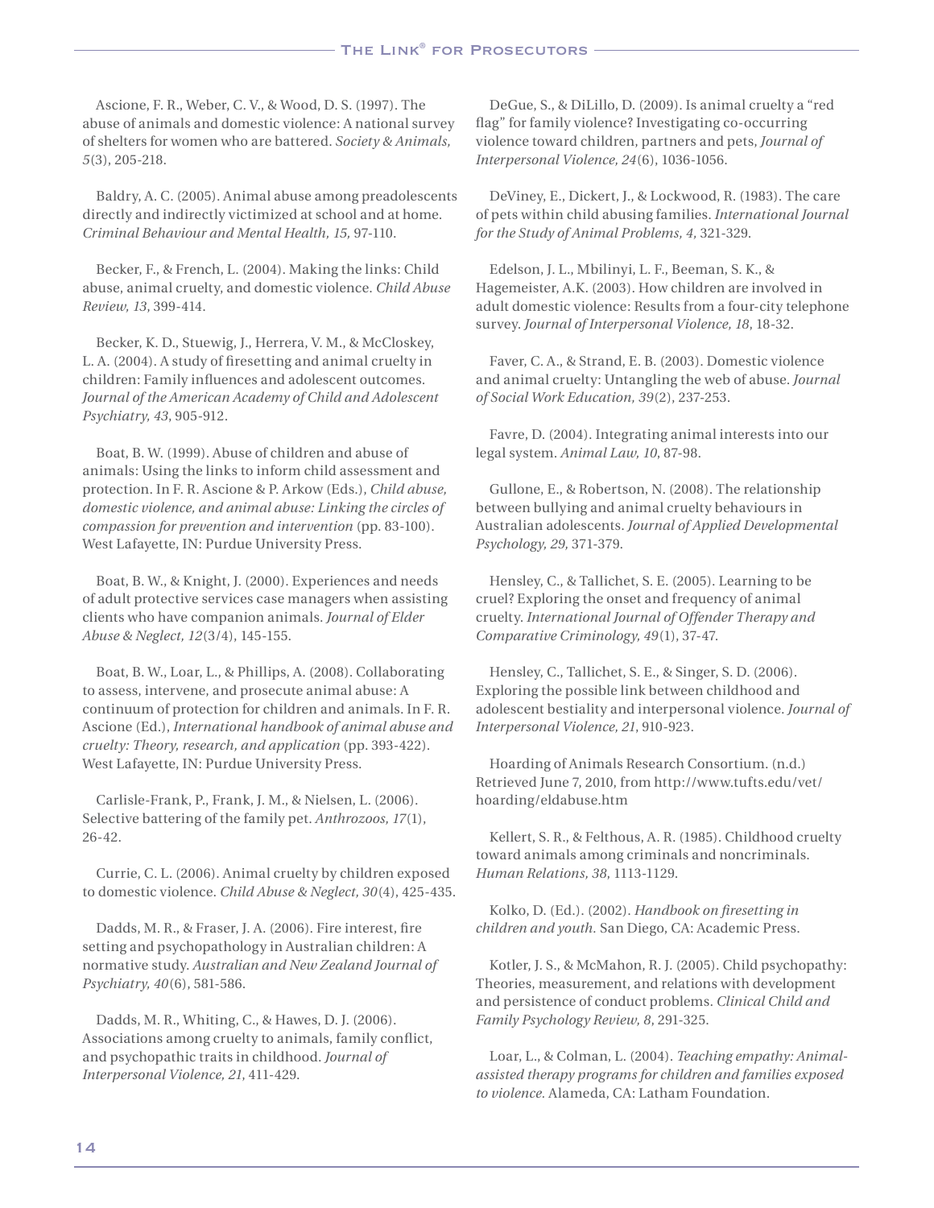Ascione, F. R., Weber, C. V., & Wood, D. S. (1997). The abuse of animals and domestic violence: A national survey of shelters for women who are battered. *Society & Animals, 5*(3), 205-218.

Baldry, A. C. (2005). Animal abuse among preadolescents directly and indirectly victimized at school and at home. *Criminal Behaviour and Mental Health, 15,* 97-110.

Becker, F., & French, L. (2004). Making the links: Child abuse, animal cruelty, and domestic violence. *Child Abuse Review, 13,* 399-414.

Becker, K. D., Stuewig, J., Herrera, V. M., & McCloskey, L. A. (2004). A study of firesetting and animal cruelty in children: Family influences and adolescent outcomes. *Journal of the American Academy of Child and Adolescent Psychiatry, 43,* 905-912.

Boat, B. W. (1999). Abuse of children and abuse of animals: Using the links to inform child assessment and protection. In F. R. Ascione & P. Arkow (Eds.), *Child abuse, domestic violence, and animal abuse: Linking the circles of compassion for prevention and intervention* (pp. 83-100). West Lafayette, IN: Purdue University Press.

Boat, B. W., & Knight, J. (2000). Experiences and needs of adult protective services case managers when assisting clients who have companion animals. *Journal of Elder Abuse & Neglect, 12*(3/4), 145-155.

Boat, B. W., Loar, L., & Phillips, A. (2008). Collaborating to assess, intervene, and prosecute animal abuse: A continuum of protection for children and animals. In F. R. Ascione (Ed.), *International handbook of animal abuse and cruelty: Theory, research, and application* (pp. 393-422). West Lafayette, IN: Purdue University Press.

Carlisle-Frank, P., Frank, J. M., & Nielsen, L. (2006). Selective battering of the family pet. *Anthrozoos, 17*(1), 26-42.

Currie, C. L. (2006). Animal cruelty by children exposed to domestic violence. *Child Abuse & Neglect, 30*(4), 425-435.

Dadds, M. R., & Fraser, J. A. (2006). Fire interest, fire setting and psychopathology in Australian children: A normative study. *Australian and New Zealand Journal of Psychiatry, 40*(6), 581-586.

Dadds, M. R., Whiting, C., & Hawes, D. J. (2006). Associations among cruelty to animals, family conflict, and psychopathic traits in childhood. *Journal of Interpersonal Violence, 21,* 411-429.

DeGue, S., & DiLillo, D. (2009). Is animal cruelty a "red flag" for family violence? Investigating co-occurring violence toward children, partners and pets, *Journal of Interpersonal Violence, 24*(6), 1036-1056.

DeViney, E., Dickert, J., & Lockwood, R. (1983). The care of pets within child abusing families. *International Journal for the Study of Animal Problems, 4,* 321-329.

Edelson, J. L., Mbilinyi, L. F., Beeman, S. K., & Hagemeister, A.K. (2003). How children are involved in adult domestic violence: Results from a four-city telephone survey. *Journal of Interpersonal Violence, 18,* 18-32.

Faver, C. A., & Strand, E. B. (2003). Domestic violence and animal cruelty: Untangling the web of abuse. *Journal of Social Work Education, 39*(2), 237-253.

Favre, D. (2004). Integrating animal interests into our legal system. *Animal Law, 10,* 87-98.

Gullone, E., & Robertson, N. (2008). The relationship between bullying and animal cruelty behaviours in Australian adolescents. *Journal of Applied Developmental Psychology, 29,* 371-379.

Hensley, C., & Tallichet, S. E. (2005). Learning to be cruel? Exploring the onset and frequency of animal cruelty. *International Journal of Offender Therapy and Comparative Criminology, 49*(1), 37-47.

Hensley, C., Tallichet, S. E., & Singer, S. D. (2006). Exploring the possible link between childhood and adolescent bestiality and interpersonal violence. *Journal of Interpersonal Violence, 21,* 910-923.

Hoarding of Animals Research Consortium. (n.d.) Retrieved June 7, 2010, from http://www.tufts.edu/vet/hoarding/eldabuse.htm

Kellert, S. R., & Felthous, A. R. (1985). Childhood cruelty toward animals among criminals and noncriminals. *Human Relations, 38,* 1113-1129.

Kolko, D. (Ed.). (2002). *Handbook on firesetting in children and youth.* San Diego, CA: Academic Press.

Kotler, J. S., & McMahon, R. J. (2005). Child psychopathy: Theories, measurement, and relations with development and persistence of conduct problems. *Clinical Child and Family Psychology Review, 8,* 291-325.

Loar, L., & Colman, L. (2004). *Teaching empathy: Animal-assisted therapy programs for children and families exposed to violence.* Alameda, CA: Latham Foundation.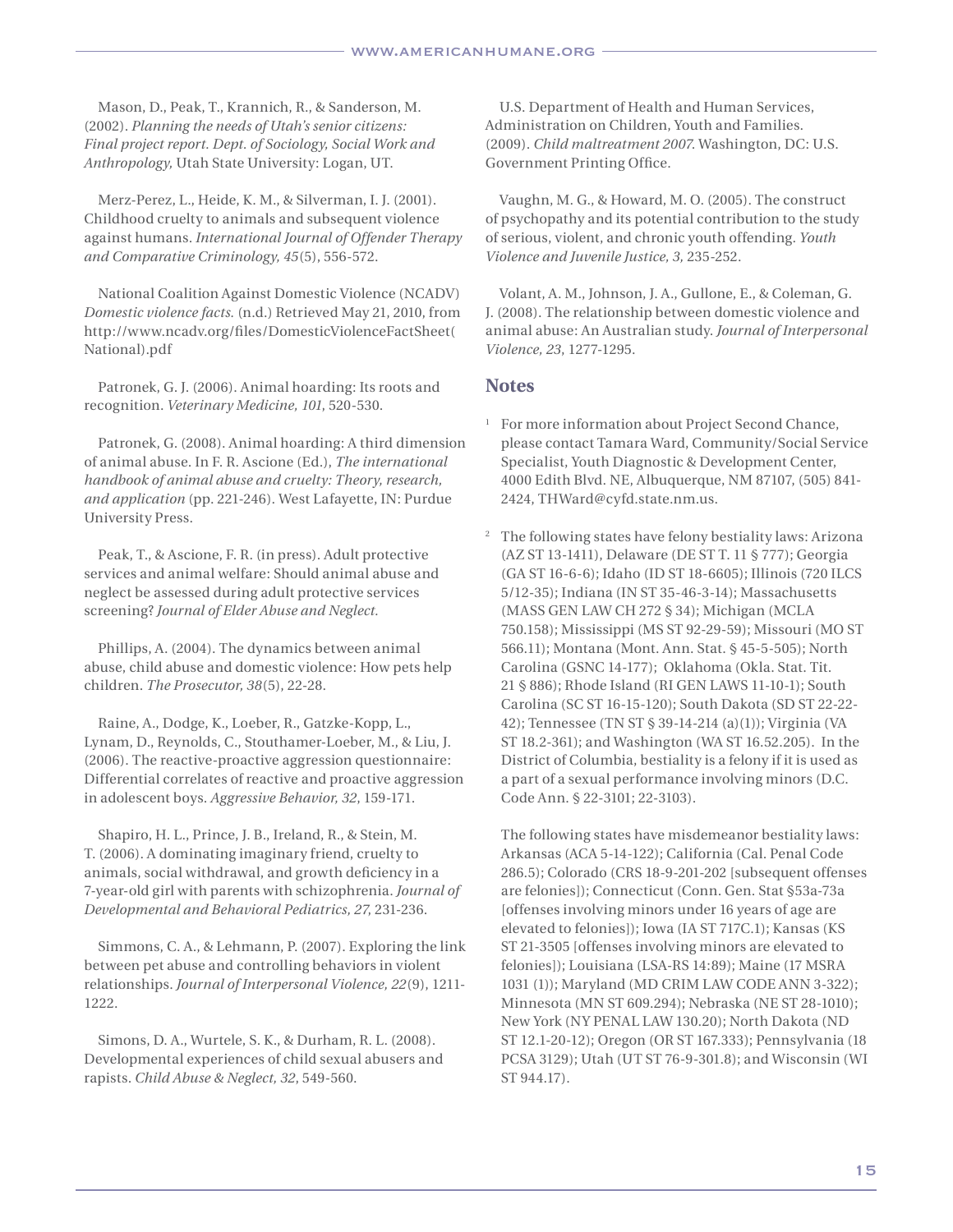Mason, D., Peak, T., Krannich, R., & Sanderson, M. (2002). *Planning the needs of Utah's senior citizens: Final project report. Dept. of Sociology, Social Work and Anthropology,* Utah State University: Logan, UT.

Merz-Perez, L., Heide, K. M., & Silverman, I. J. (2001). Childhood cruelty to animals and subsequent violence against humans. *International Journal of Offender Therapy and Comparative Criminology, 45*(5), 556-572.

National Coalition Against Domestic Violence (NCADV) *Domestic violence facts.* (n.d.) Retrieved May 21, 2010, from http://www.ncadv.org/files/DomesticViolenceFactSheet(National).pdf

Patronek, G. J. (2006). Animal hoarding: Its roots and recognition. *Veterinary Medicine, 101*, 520-530.

Patronek, G. (2008). Animal hoarding: A third dimension of animal abuse. In F. R. Ascione (Ed.), *The international handbook of animal abuse and cruelty: Theory, research, and application* (pp. 221-246). West Lafayette, IN: Purdue University Press.

Peak, T., & Ascione, F. R. (in press). Adult protective services and animal welfare: Should animal abuse and neglect be assessed during adult protective services screening? *Journal of Elder Abuse and Neglect.*

Phillips, A. (2004). The dynamics between animal abuse, child abuse and domestic violence: How pets help children. *The Prosecutor, 38*(5), 22-28.

Raine, A., Dodge, K., Loeber, R., Gatzke-Kopp, L., Lynam, D., Reynolds, C., Stouthamer-Loeber, M., & Liu, J. (2006). The reactive-proactive aggression questionnaire: Differential correlates of reactive and proactive aggression in adolescent boys. *Aggressive Behavior, 32*, 159-171.

Shapiro, H. L., Prince, J. B., Ireland, R., & Stein, M. T. (2006). A dominating imaginary friend, cruelty to animals, social withdrawal, and growth deficiency in a 7-year-old girl with parents with schizophrenia. *Journal of Developmental and Behavioral Pediatrics, 27*, 231-236.

Simmons, C. A., & Lehmann, P. (2007). Exploring the link between pet abuse and controlling behaviors in violent relationships. *Journal of Interpersonal Violence, 22*(9), 1211-1222.

Simons, D. A., Wurtele, S. K., & Durham, R. L. (2008). Developmental experiences of child sexual abusers and rapists. *Child Abuse & Neglect, 32*, 549-560.

U.S. Department of Health and Human Services, Administration on Children, Youth and Families. (2009). *Child maltreatment 2007.* Washington, DC: U.S. Government Printing Office.

Vaughn, M. G., & Howard, M. O. (2005). The construct of psychopathy and its potential contribution to the study of serious, violent, and chronic youth offending. *Youth Violence and Juvenile Justice, 3*, 235-252.

Volant, A. M., Johnson, J. A., Gullone, E., & Coleman, G. J. (2008). The relationship between domestic violence and animal abuse: An Australian study. *Journal of Interpersonal Violence, 23*, 1277-1295.

## Notes

[1] For more information about Project Second Chance, please contact Tamara Ward, Community/Social Service Specialist, Youth Diagnostic & Development Center, 4000 Edith Blvd. NE, Albuquerque, NM 87107, (505) 841-2424, THWard@cyfd.state.nm.us.

[2] The following states have felony bestiality laws: Arizona (AZ ST 13-1411), Delaware (DE ST T. 11 § 777); Georgia (GA ST 16-6-6); Idaho (ID ST 18-6605); Illinois (720 ILCS 5/12-35); Indiana (IN ST 35-46-3-14); Massachusetts (MASS GEN LAW CH 272 § 34); Michigan (MCLA 750.158); Mississippi (MS ST 92-29-59); Missouri (MO ST 566.11); Montana (Mont. Ann. Stat. § 45-5-505); North Carolina (GSNC 14-177); Oklahoma (Okla. Stat. Tit. 21 § 886); Rhode Island (RI GEN LAWS 11-10-1); South Carolina (SC ST 16-15-120); South Dakota (SD ST 22-22-42); Tennessee (TN ST § 39-14-214 (a)(1)); Virginia (VA ST 18.2-361); and Washington (WA ST 16.52.205). In the District of Columbia, bestiality is a felony if it is used as a part of a sexual performance involving minors (D.C. Code Ann. § 22-3101; 22-3103).

The following states have misdemeanor bestiality laws: Arkansas (ACA 5-14-122); California (Cal. Penal Code 286.5); Colorado (CRS 18-9-201-202 [subsequent offenses are felonies]); Connecticut (Conn. Gen. Stat §53a-73a [offenses involving minors under 16 years of age are elevated to felonies]); Iowa (IA ST 717C.1); Kansas (KS ST 21-3505 [offenses involving minors are elevated to felonies]); Louisiana (LSA-RS 14:89); Maine (17 MSRA 1031 (1)); Maryland (MD CRIM LAW CODE ANN 3-322); Minnesota (MN ST 609.294); Nebraska (NE ST 28-1010); New York (NY PENAL LAW 130.20); North Dakota (ND ST 12.1-20-12); Oregon (OR ST 167.333); Pennsylvania (18 PCSA 3129); Utah (UT ST 76-9-301.8); and Wisconsin (WI ST 944.17).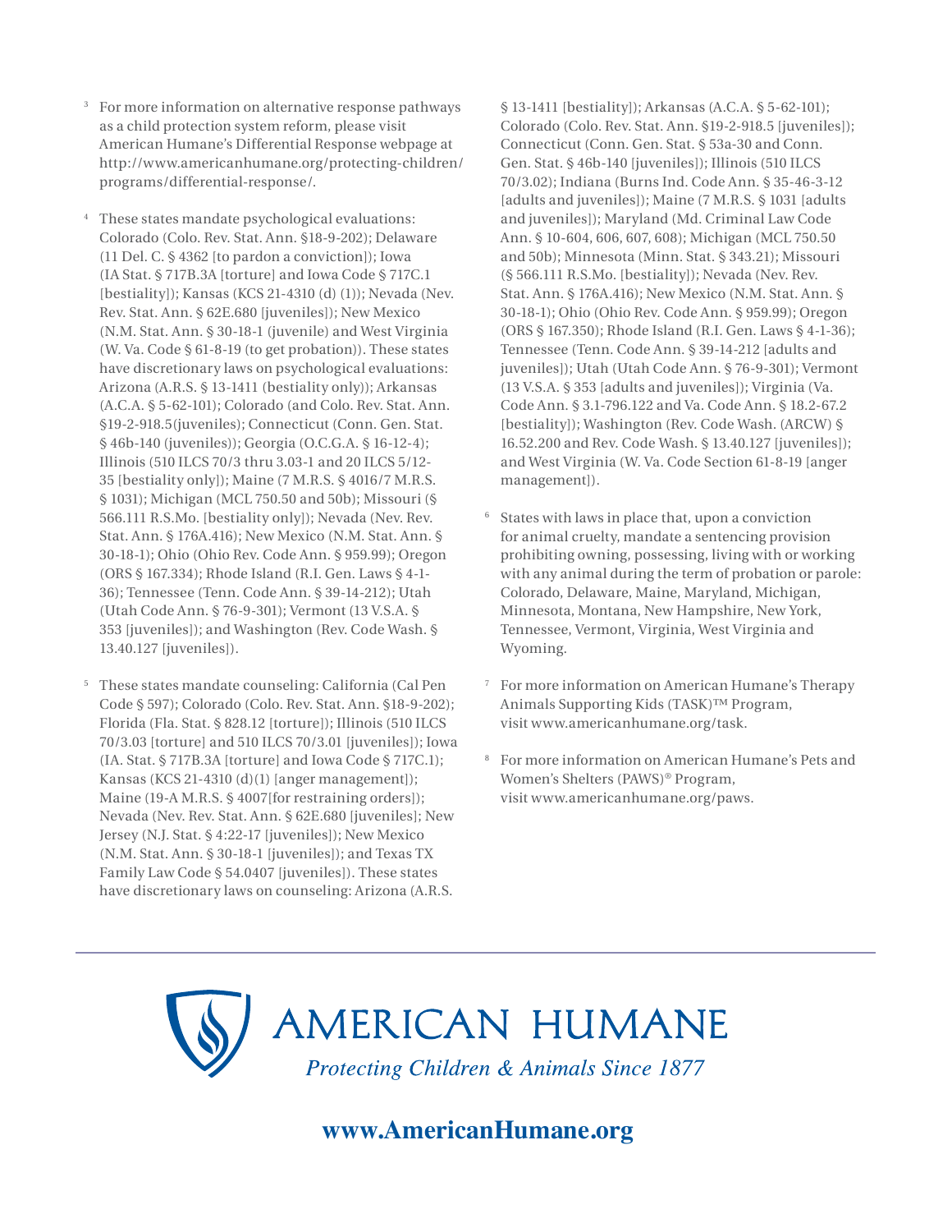[3] For more information on alternative response pathways as a child protection system reform, please visit American Humane's Differential Response webpage at http://www.americanhumane.org/protecting-children/programs/differential-response/.

[4] These states mandate psychological evaluations: Colorado (Colo. Rev. Stat. Ann. §18-9-202); Delaware (11 Del. C. § 4362 [to pardon a conviction]); Iowa (IA Stat. § 717B.3A [torture] and Iowa Code § 717C.1 [bestiality]); Kansas (KCS 21-4310 (d) (1)); Nevada (Nev. Rev. Stat. Ann. § 62E.680 [juveniles]); New Mexico (N.M. Stat. Ann. § 30-18-1 (juvenile) and West Virginia (W. Va. Code § 61-8-19 (to get probation)). These states have discretionary laws on psychological evaluations: Arizona (A.R.S. § 13-1411 (bestiality only)); Arkansas (A.C.A. § 5-62-101); Colorado (and Colo. Rev. Stat. Ann. §19-2-918.5(juveniles); Connecticut (Conn. Gen. Stat. § 46b-140 (juveniles)); Georgia (O.C.G.A. § 16-12-4); Illinois (510 ILCS 70/3 thru 3.03-1 and 20 ILCS 5/12-35 [bestiality only]); Maine (7 M.R.S. § 4016/7 M.R.S. § 1031); Michigan (MCL 750.50 and 50b); Missouri (§ 566.111 R.S.Mo. [bestiality only]); Nevada (Nev. Rev. Stat. Ann. § 176A.416); New Mexico (N.M. Stat. Ann. § 30-18-1); Ohio (Ohio Rev. Code Ann. § 959.99); Oregon (ORS § 167.334); Rhode Island (R.I. Gen. Laws § 4-1-36); Tennessee (Tenn. Code Ann. § 39-14-212); Utah (Utah Code Ann. § 76-9-301); Vermont (13 V.S.A. § 353 [juveniles]); and Washington (Rev. Code Wash. § 13.40.127 [juveniles]).

[5] These states mandate counseling: California (Cal Pen Code § 597); Colorado (Colo. Rev. Stat. Ann. §18-9-202); Florida (Fla. Stat. § 828.12 [torture]); Illinois (510 ILCS 70/3.03 [torture] and 510 ILCS 70/3.01 [juveniles]); Iowa (IA. Stat. § 717B.3A [torture] and Iowa Code § 717C.1); Kansas (KCS 21-4310 (d)(1) [anger management]); Maine (19-A M.R.S. § 4007[for restraining orders]); Nevada (Nev. Rev. Stat. Ann. § 62E.680 [juveniles]; New Jersey (N.J. Stat. § 4:22-17 [juveniles]); New Mexico (N.M. Stat. Ann. § 30-18-1 [juveniles]); and Texas TX Family Law Code § 54.0407 [juveniles]). These states have discretionary laws on counseling: Arizona (A.R.S. § 13-1411 [bestiality]); Arkansas (A.C.A. § 5-62-101); Colorado (Colo. Rev. Stat. Ann. §19-2-918.5 [juveniles]); Connecticut (Conn. Gen. Stat. § 53a-30 and Conn. Gen. Stat. § 46b-140 [juveniles]); Illinois (510 ILCS 70/3.02); Indiana (Burns Ind. Code Ann. § 35-46-3-12 [adults and juveniles]); Maine (7 M.R.S. § 1031 [adults and juveniles]); Maryland (Md. Criminal Law Code Ann. § 10-604, 606, 607, 608); Michigan (MCL 750.50 and 50b); Minnesota (Minn. Stat. § 343.21); Missouri (§ 566.111 R.S.Mo. [bestiality]); Nevada (Nev. Rev. Stat. Ann. § 176A.416); New Mexico (N.M. Stat. Ann. § 30-18-1); Ohio (Ohio Rev. Code Ann. § 959.99); Oregon (ORS § 167.350); Rhode Island (R.I. Gen. Laws § 4-1-36); Tennessee (Tenn. Code Ann. § 39-14-212 [adults and juveniles]); Utah (Utah Code Ann. § 76-9-301); Vermont (13 V.S.A. § 353 [adults and juveniles]); Virginia (Va. Code Ann. § 3.1-796.122 and Va. Code Ann. § 18.2-67.2 [bestiality]); Washington (Rev. Code Wash. (ARCW) § 16.52.200 and Rev. Code Wash. § 13.40.127 [juveniles]); and West Virginia (W. Va. Code Section 61-8-19 [anger management]).

[6] States with laws in place that, upon a conviction for animal cruelty, mandate a sentencing provision prohibiting owning, possessing, living with or working with any animal during the term of probation or parole: Colorado, Delaware, Maine, Maryland, Michigan, Minnesota, Montana, New Hampshire, New York, Tennessee, Vermont, Virginia, West Virginia and Wyoming.

[7] For more information on American Humane's Therapy Animals Supporting Kids (TASK)™ Program, visit www.americanhumane.org/task.

[8] For more information on American Humane's Pets and Women's Shelters (PAWS)® Program, visit www.americanhumane.org/paws.

AMERICAN HUMANE

*Protecting Children & Animals Since 1877*

**www.AmericanHumane.org**